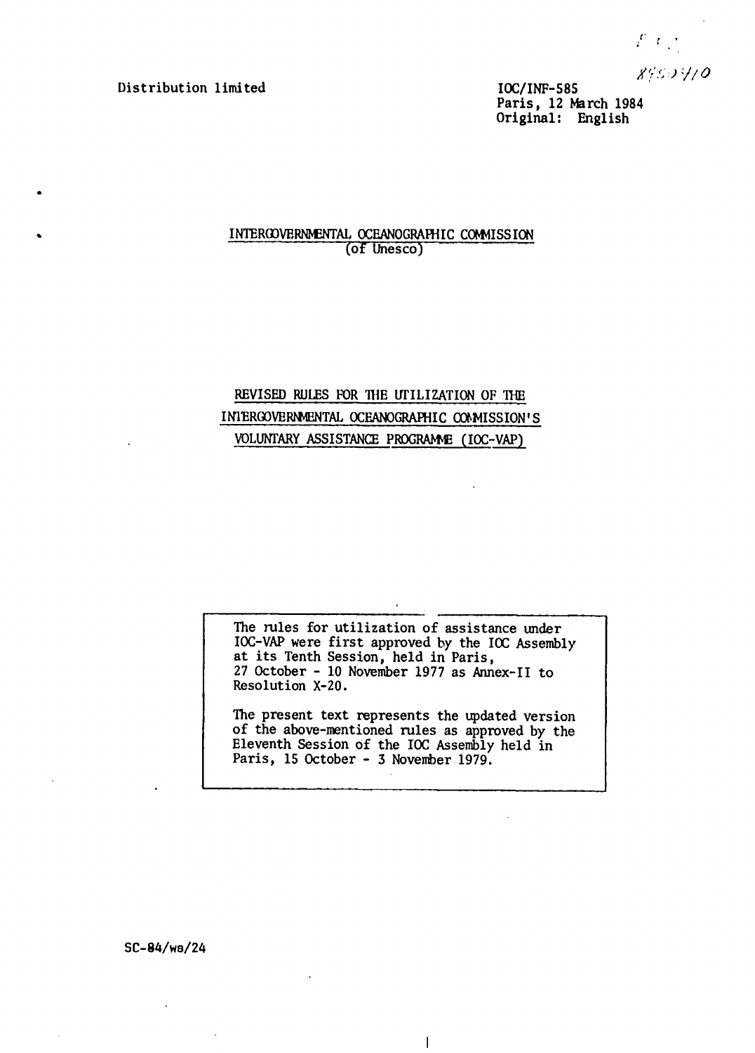Distribution limited

IOC/INF-585
Paris, 12 March 1984
Original: English

INTERGOVERNMENTAL OCEANOGRAPHIC COMMISSION
(of Unesco)

# REVISED RULES FOR THE UTILIZATION OF THE INTERGOVERNMENTAL OCEANOGRAPHIC COMMISSION'S VOLUNTARY ASSISTANCE PROGRAMME (IOC-VAP)

The rules for utilization of assistance under IOC-VAP were first approved by the IOC Assembly at its Tenth Session, held in Paris, 27 October - 10 November 1977 as Annex-II to Resolution X-20.

The present text represents the updated version of the above-mentioned rules as approved by the Eleventh Session of the IOC Assembly held in Paris, 15 October - 3 November 1979.

SC-84/WS/24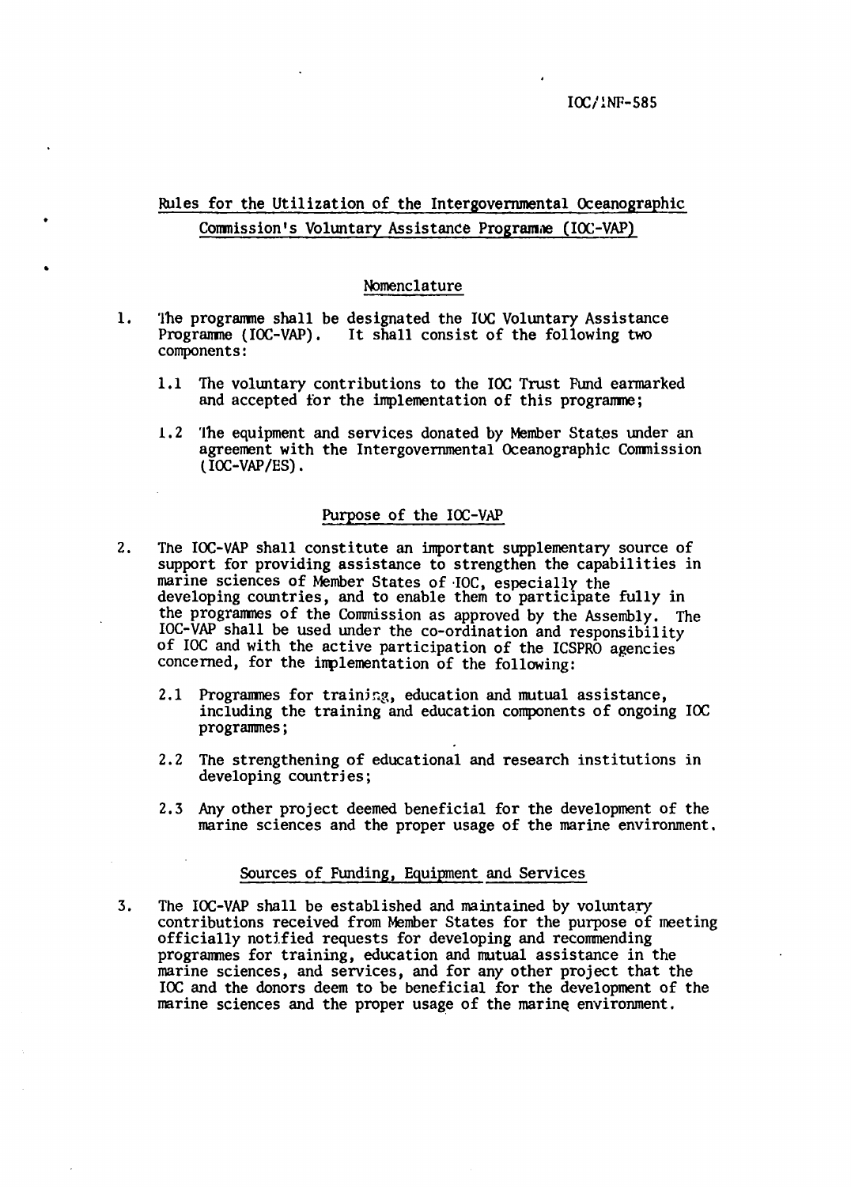IOC/INF-585

# Rules for the Utilization of the Intergovernmental Oceanographic Commission's Voluntary Assistance Programme (IOC-VAP)

## Nomenclature

1. The programme shall be designated the IOC Voluntary Assistance Programme (IOC-VAP). It shall consist of the following two components:

   1.1 The voluntary contributions to the IOC Trust Fund earmarked and accepted for the implementation of this programme;

   1.2 The equipment and services donated by Member States under an agreement with the Intergovernmental Oceanographic Commission (IOC-VAP/ES).

## Purpose of the IOC-VAP

2. The IOC-VAP shall constitute an important supplementary source of support for providing assistance to strengthen the capabilities in marine sciences of Member States of IOC, especially the developing countries, and to enable them to participate fully in the programmes of the Commission as approved by the Assembly. The IOC-VAP shall be used under the co-ordination and responsibility of IOC and with the active participation of the ICSPRO agencies concerned, for the implementation of the following:

   2.1 Programmes for training, education and mutual assistance, including the training and education components of ongoing IOC programmes;

   2.2 The strengthening of educational and research institutions in developing countries;

   2.3 Any other project deemed beneficial for the development of the marine sciences and the proper usage of the marine environment.

## Sources of Funding, Equipment and Services

3. The IOC-VAP shall be established and maintained by voluntary contributions received from Member States for the purpose of meeting officially notified requests for developing and recommending programmes for training, education and mutual assistance in the marine sciences, and services, and for any other project that the IOC and the donors deem to be beneficial for the development of the marine sciences and the proper usage of the marine environment.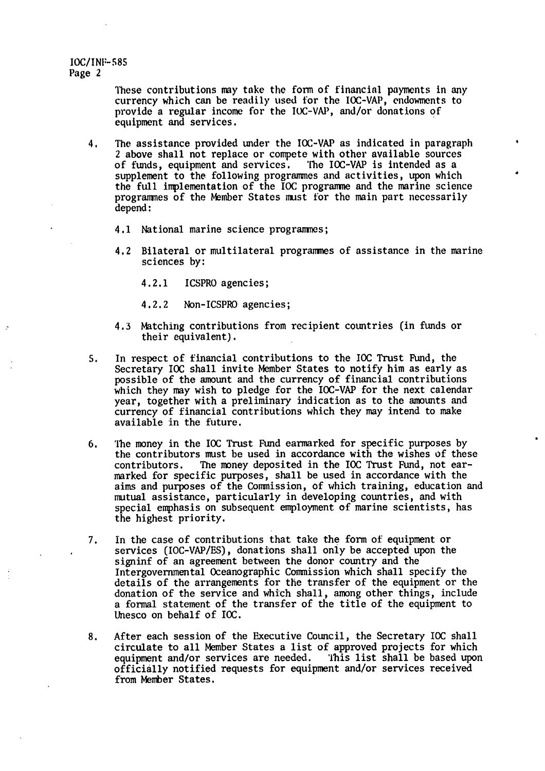These contributions may take the form of financial payments in any currency which can be readily used for the IOC-VAP, endowments to provide a regular income for the IOC-VAP, and/or donations of equipment and services.

4. The assistance provided under the IOC-VAP as indicated in paragraph 2 above shall not replace or compete with other available sources of funds, equipment and services. The IOC-VAP is intended as a supplement to the following programmes and activities, upon which the full implementation of the IOC programme and the marine science programmes of the Member States must for the main part necessarily depend:

   4.1 National marine science programmes;

   4.2 Bilateral or multilateral programmes of assistance in the marine sciences by:

      4.2.1 ICSPRO agencies;

      4.2.2 Non-ICSPRO agencies;

   4.3 Matching contributions from recipient countries (in funds or their equivalent).

5. In respect of financial contributions to the IOC Trust Fund, the Secretary IOC shall invite Member States to notify him as early as possible of the amount and the currency of financial contributions which they may wish to pledge for the IOC-VAP for the next calendar year, together with a preliminary indication as to the amounts and currency of financial contributions which they may intend to make available in the future.

6. The money in the IOC Trust Fund earmarked for specific purposes by the contributors must be used in accordance with the wishes of these contributors. The money deposited in the IOC Trust Fund, not earmarked for specific purposes, shall be used in accordance with the aims and purposes of the Commission, of which training, education and mutual assistance, particularly in developing countries, and with special emphasis on subsequent employment of marine scientists, has the highest priority.

7. In the case of contributions that take the form of equipment or services (IOC-VAP/ES), donations shall only be accepted upon the signinf of an agreement between the donor country and the Intergovernmental Oceanographic Commission which shall specify the details of the arrangements for the transfer of the equipment or the donation of the service and which shall, among other things, include a formal statement of the transfer of the title of the equipment to Unesco on behalf of IOC.

8. After each session of the Executive Council, the Secretary IOC shall circulate to all Member States a list of approved projects for which equipment and/or services are needed. This list shall be based upon officially notified requests for equipment and/or services received from Member States.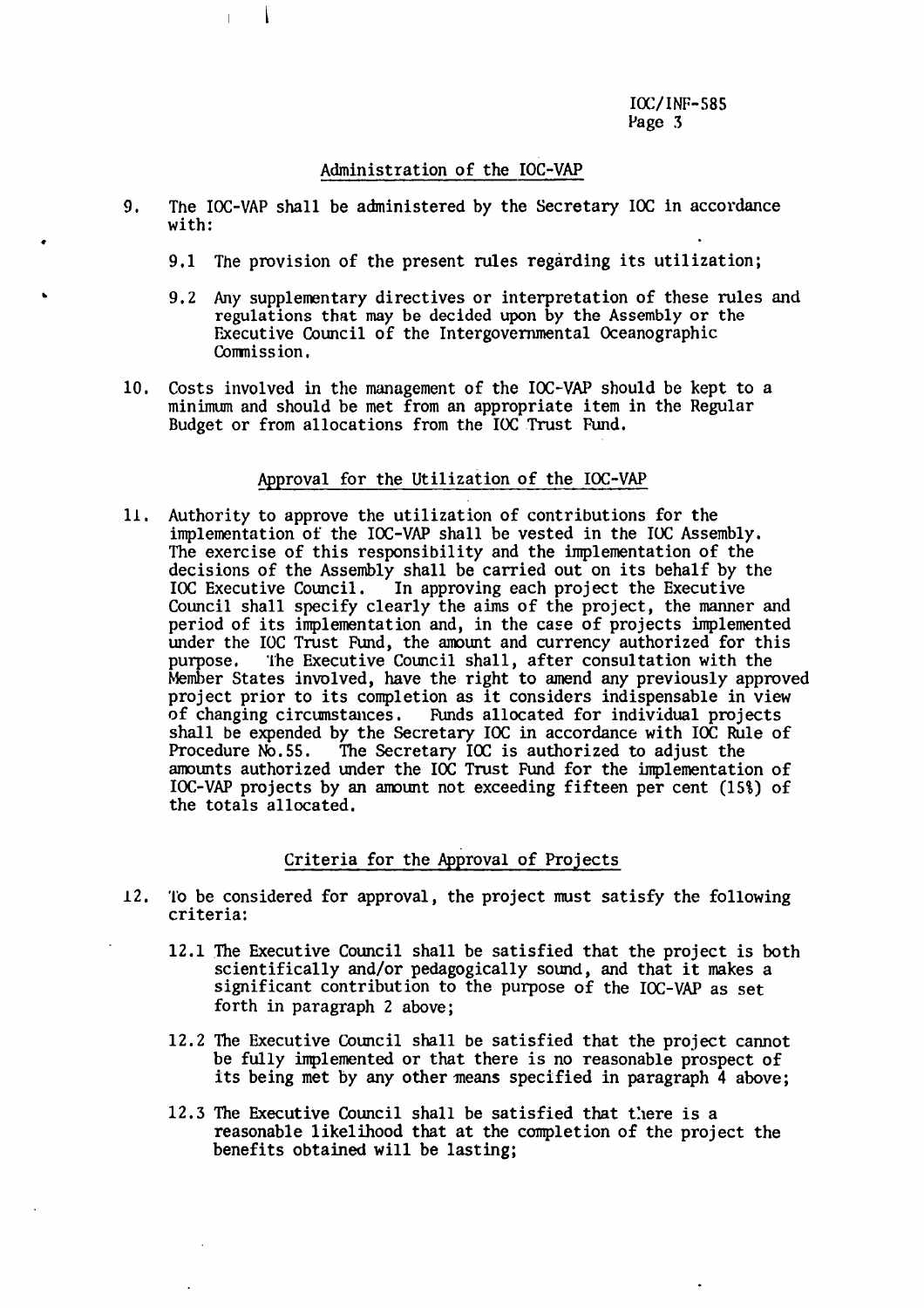## Administration of the IOC-VAP

9. The IOC-VAP shall be administered by the Secretary IOC in accordance with:

   9.1 The provision of the present rules regarding its utilization;

   9.2 Any supplementary directives or interpretation of these rules and regulations that may be decided upon by the Assembly or the Executive Council of the Intergovernmental Oceanographic Commission.

10. Costs involved in the management of the IOC-VAP should be kept to a minimum and should be met from an appropriate item in the Regular Budget or from allocations from the IOC Trust Fund.

## Approval for the Utilization of the IOC-VAP

11. Authority to approve the utilization of contributions for the implementation of the IOC-VAP shall be vested in the IOC Assembly. The exercise of this responsibility and the implementation of the decisions of the Assembly shall be carried out on its behalf by the IOC Executive Council. In approving each project the Executive Council shall specify clearly the aims of the project, the manner and period of its implementation and, in the case of projects implemented under the IOC Trust Fund, the amount and currency authorized for this purpose. The Executive Council shall, after consultation with the Member States involved, have the right to amend any previously approved project prior to its completion as it considers indispensable in view of changing circumstances. Funds allocated for individual projects shall be expended by the Secretary IOC in accordance with IOC Rule of Procedure No.55. The Secretary IOC is authorized to adjust the amounts authorized under the IOC Trust Fund for the implementation of IOC-VAP projects by an amount not exceeding fifteen per cent (15%) of the totals allocated.

## Criteria for the Approval of Projects

12. To be considered for approval, the project must satisfy the following criteria:

   12.1 The Executive Council shall be satisfied that the project is both scientifically and/or pedagogically sound, and that it makes a significant contribution to the purpose of the IOC-VAP as set forth in paragraph 2 above;

   12.2 The Executive Council shall be satisfied that the project cannot be fully implemented or that there is no reasonable prospect of its being met by any other means specified in paragraph 4 above;

   12.3 The Executive Council shall be satisfied that there is a reasonable likelihood that at the completion of the project the benefits obtained will be lasting;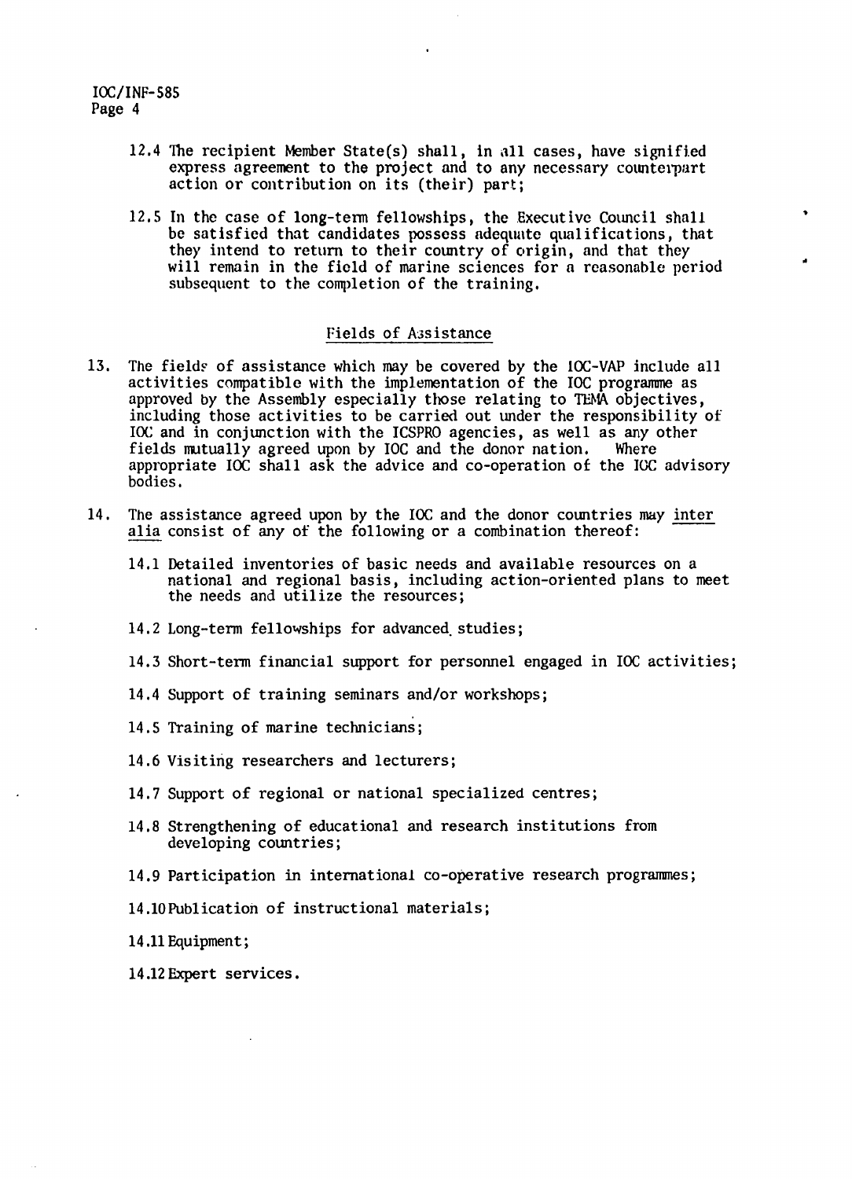12.4 The recipient Member State(s) shall, in all cases, have signified express agreement to the project and to any necessary counterpart action or contribution on its (their) part;

12.5 In the case of long-term fellowships, the Executive Council shall be satisfied that candidates possess adequate qualifications, that they intend to return to their country of origin, and that they will remain in the field of marine sciences for a reasonable period subsequent to the completion of the training.

## Fields of Assistance

13. The fields of assistance which may be covered by the IOC-VAP include all activities compatible with the implementation of the IOC programme as approved by the Assembly especially those relating to TEMA objectives, including those activities to be carried out under the responsibility of IOC and in conjunction with the ICSPRO agencies, as well as any other fields mutually agreed upon by IOC and the donor nation. Where appropriate IOC shall ask the advice and co-operation of the IOC advisory bodies.

14. The assistance agreed upon by the IOC and the donor countries may *inter alia* consist of any of the following or a combination thereof:

    14.1 Detailed inventories of basic needs and available resources on a national and regional basis, including action-oriented plans to meet the needs and utilize the resources;

    14.2 Long-term fellowships for advanced studies;

    14.3 Short-term financial support for personnel engaged in IOC activities;

    14.4 Support of training seminars and/or workshops;

    14.5 Training of marine technicians;

    14.6 Visiting researchers and lecturers;

    14.7 Support of regional or national specialized centres;

    14.8 Strengthening of educational and research institutions from developing countries;

    14.9 Participation in international co-operative research programmes;

    14.10 Publication of instructional materials;

    14.11 Equipment;

    14.12 Expert services.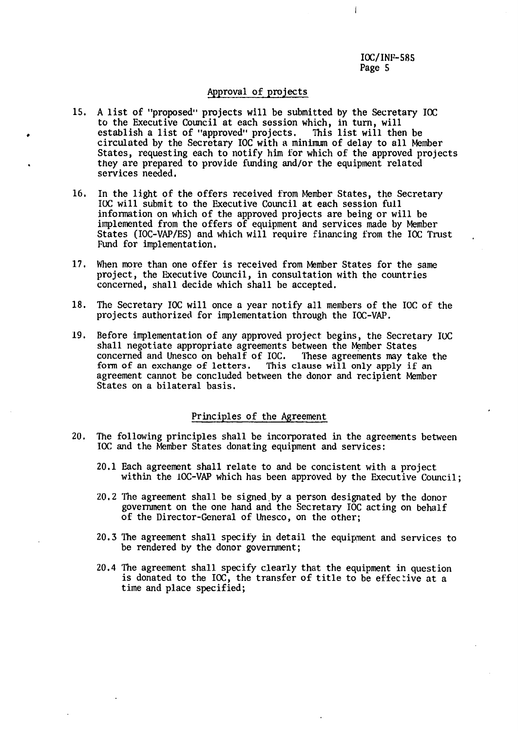## Approval of projects

15. A list of "proposed" projects will be submitted by the Secretary IOC to the Executive Council at each session which, in turn, will establish a list of "approved" projects. This list will then be circulated by the Secretary IOC with a minimum of delay to all Member States, requesting each to notify him for which of the approved projects they are prepared to provide funding and/or the equipment related services needed.

16. In the light of the offers received from Member States, the Secretary IOC will submit to the Executive Council at each session full information on which of the approved projects are being or will be implemented from the offers of equipment and services made by Member States (IOC-VAP/ES) and which will require financing from the IOC Trust Fund for implementation.

17. When more than one offer is received from Member States for the same project, the Executive Council, in consultation with the countries concerned, shall decide which shall be accepted.

18. The Secretary IOC will once a year notify all members of the IOC of the projects authorized for implementation through the IOC-VAP.

19. Before implementation of any approved project begins, the Secretary IOC shall negotiate appropriate agreements between the Member States concerned and Unesco on behalf of IOC. These agreements may take the form of an exchange of letters. This clause will only apply if an agreement cannot be concluded between the donor and recipient Member States on a bilateral basis.

## Principles of the Agreement

20. The following principles shall be incorporated in the agreements between IOC and the Member States donating equipment and services:

    20.1 Each agreement shall relate to and be concistent with a project within the IOC-VAP which has been approved by the Executive Council;

    20.2 The agreement shall be signed by a person designated by the donor government on the one hand and the Secretary IOC acting on behalf of the Director-General of Unesco, on the other;

    20.3 The agreement shall specify in detail the equipment and services to be rendered by the donor government;

    20.4 The agreement shall specify clearly that the equipment in question is donated to the IOC, the transfer of title to be effective at a time and place specified;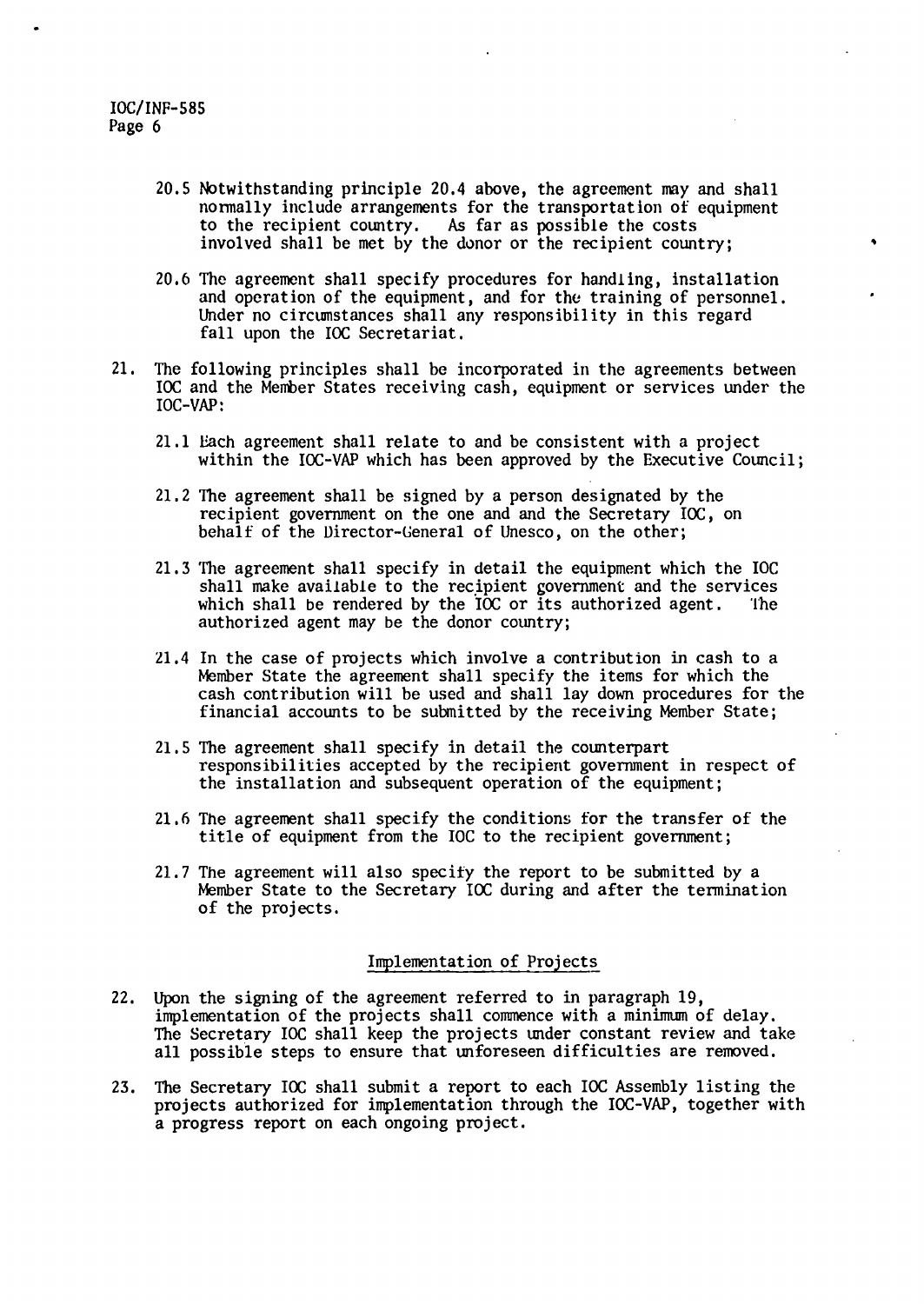20.5 Notwithstanding principle 20.4 above, the agreement may and shall normally include arrangements for the transportation of equipment to the recipient country. As far as possible the costs involved shall be met by the donor or the recipient country;

20.6 The agreement shall specify procedures for handling, installation and operation of the equipment, and for the training of personnel. Under no circumstances shall any responsibility in this regard fall upon the IOC Secretariat.

21. The following principles shall be incorporated in the agreements between IOC and the Member States receiving cash, equipment or services under the IOC-VAP:

21.1 Each agreement shall relate to and be consistent with a project within the IOC-VAP which has been approved by the Executive Council;

21.2 The agreement shall be signed by a person designated by the recipient government on the one and and the Secretary IOC, on behalf of the Director-General of Unesco, on the other;

21.3 The agreement shall specify in detail the equipment which the IOC shall make available to the recipient government and the services which shall be rendered by the IOC or its authorized agent. The authorized agent may be the donor country;

21.4 In the case of projects which involve a contribution in cash to a Member State the agreement shall specify the items for which the cash contribution will be used and shall lay down procedures for the financial accounts to be submitted by the receiving Member State;

21.5 The agreement shall specify in detail the counterpart responsibilities accepted by the recipient government in respect of the installation and subsequent operation of the equipment;

21.6 The agreement shall specify the conditions for the transfer of the title of equipment from the IOC to the recipient government;

21.7 The agreement will also specify the report to be submitted by a Member State to the Secretary IOC during and after the termination of the projects.

## Implementation of Projects

22. Upon the signing of the agreement referred to in paragraph 19, implementation of the projects shall commence with a minimum of delay. The Secretary IOC shall keep the projects under constant review and take all possible steps to ensure that unforeseen difficulties are removed.

23. The Secretary IOC shall submit a report to each IOC Assembly listing the projects authorized for implementation through the IOC-VAP, together with a progress report on each ongoing project.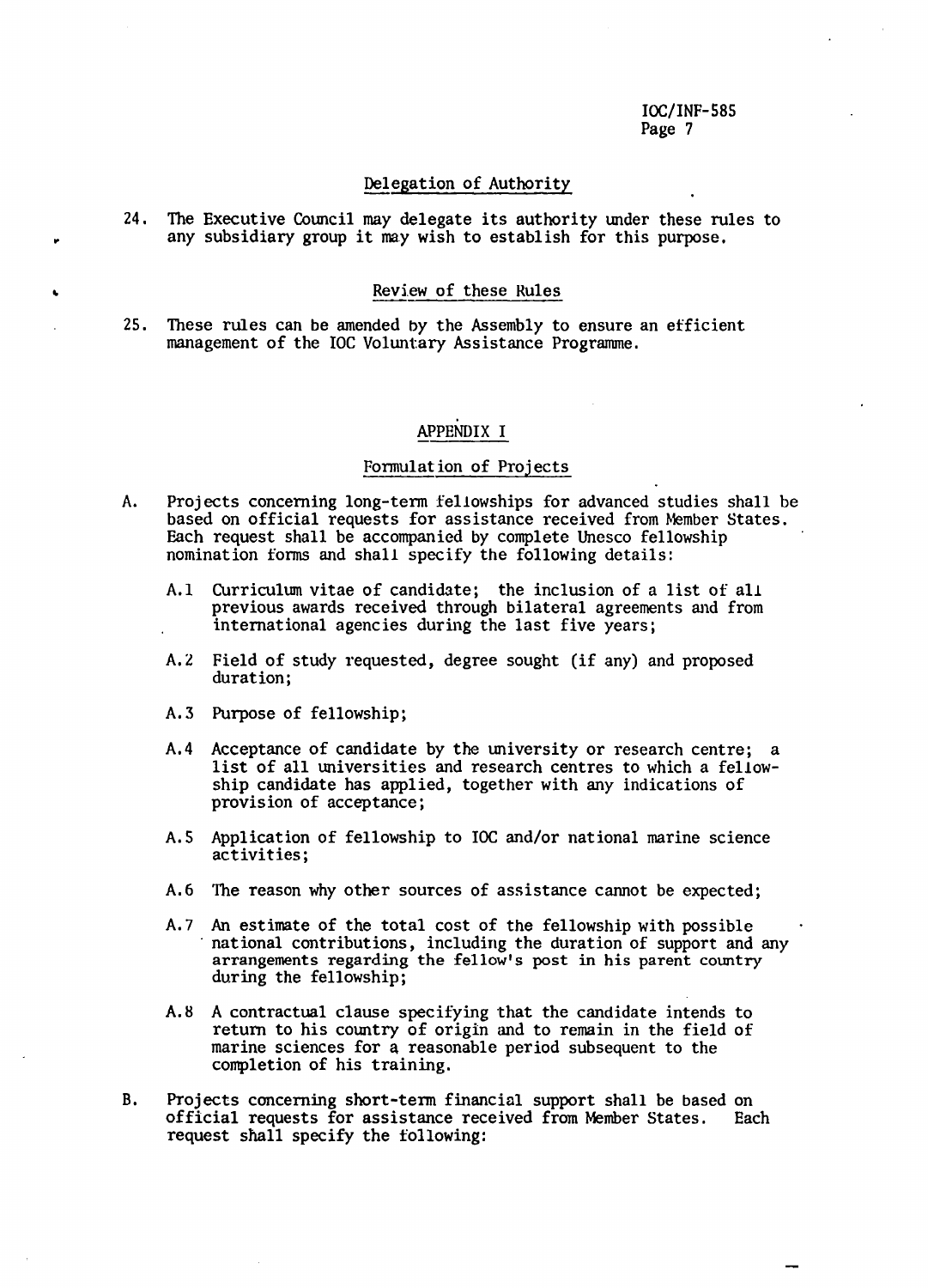### Delegation of Authority

24. The Executive Council may delegate its authority under these rules to any subsidiary group it may wish to establish for this purpose.

### Review of these Rules

25. These rules can be amended by the Assembly to ensure an efficient management of the IOC Voluntary Assistance Programme.

## APPENDIX I

### Formulation of Projects

A. Projects concerning long-term fellowships for advanced studies shall be based on official requests for assistance received from Member States. Each request shall be accompanied by complete Unesco fellowship nomination forms and shall specify the following details:

   A.1 Curriculum vitae of candidate; the inclusion of a list of all previous awards received through bilateral agreements and from international agencies during the last five years;

   A.2 Field of study requested, degree sought (if any) and proposed duration;

   A.3 Purpose of fellowship;

   A.4 Acceptance of candidate by the university or research centre; a list of all universities and research centres to which a fellowship candidate has applied, together with any indications of provision of acceptance;

   A.5 Application of fellowship to IOC and/or national marine science activities;

   A.6 The reason why other sources of assistance cannot be expected;

   A.7 An estimate of the total cost of the fellowship with possible national contributions, including the duration of support and any arrangements regarding the fellow's post in his parent country during the fellowship;

   A.8 A contractual clause specifying that the candidate intends to return to his country of origin and to remain in the field of marine sciences for a reasonable period subsequent to the completion of his training.

B. Projects concerning short-term financial support shall be based on official requests for assistance received from Member States. Each request shall specify the following: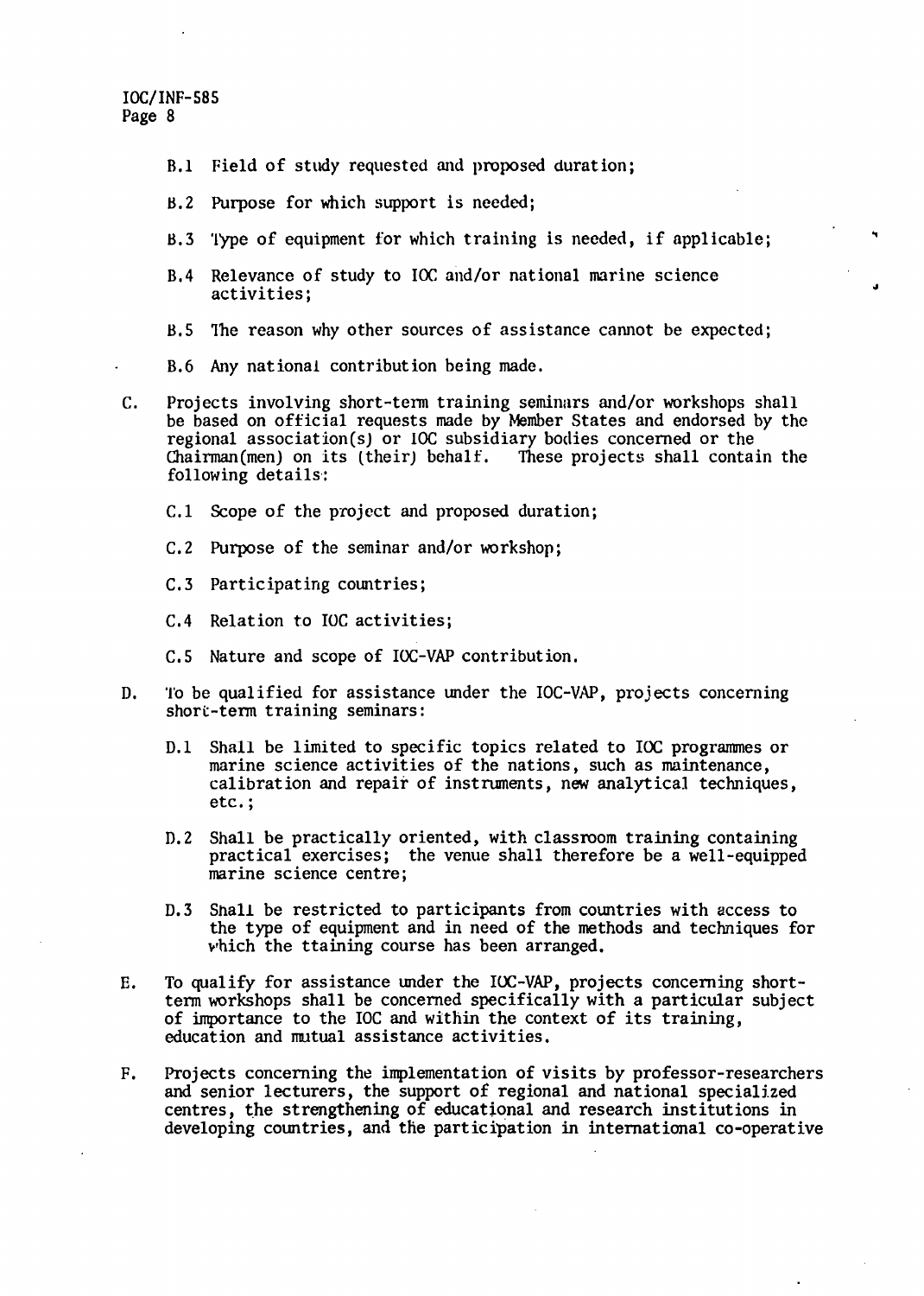B.1 Field of study requested and proposed duration;

B.2 Purpose for which support is needed;

B.3 Type of equipment for which training is needed, if applicable;

B.4 Relevance of study to IOC and/or national marine science activities;

B.5 The reason why other sources of assistance cannot be expected;

B.6 Any national contribution being made.

C. Projects involving short-term training seminars and/or workshops shall be based on official requests made by Member States and endorsed by the regional association(s) or IOC subsidiary bodies concerned or the Chairman(men) on its (their) behalf. These projects shall contain the following details:

C.1 Scope of the project and proposed duration;

C.2 Purpose of the seminar and/or workshop;

C.3 Participating countries;

C.4 Relation to IOC activities;

C.5 Nature and scope of IOC-VAP contribution.

D. To be qualified for assistance under the IOC-VAP, projects concerning short-term training seminars:

D.1 Shall be limited to specific topics related to IOC programmes or marine science activities of the nations, such as maintenance, calibration and repair of instruments, new analytical techniques, etc.;

D.2 Shall be practically oriented, with classroom training containing practical exercises; the venue shall therefore be a well-equipped marine science centre;

D.3 Shall be restricted to participants from countries with access to the type of equipment and in need of the methods and techniques for which the ttaining course has been arranged.

E. To qualify for assistance under the IOC-VAP, projects concerning short-term workshops shall be concerned specifically with a particular subject of importance to the IOC and within the context of its training, education and mutual assistance activities.

F. Projects concerning the implementation of visits by professor-researchers and senior lecturers, the support of regional and national specialized centres, the strengthening of educational and research institutions in developing countries, and the participation in international co-operative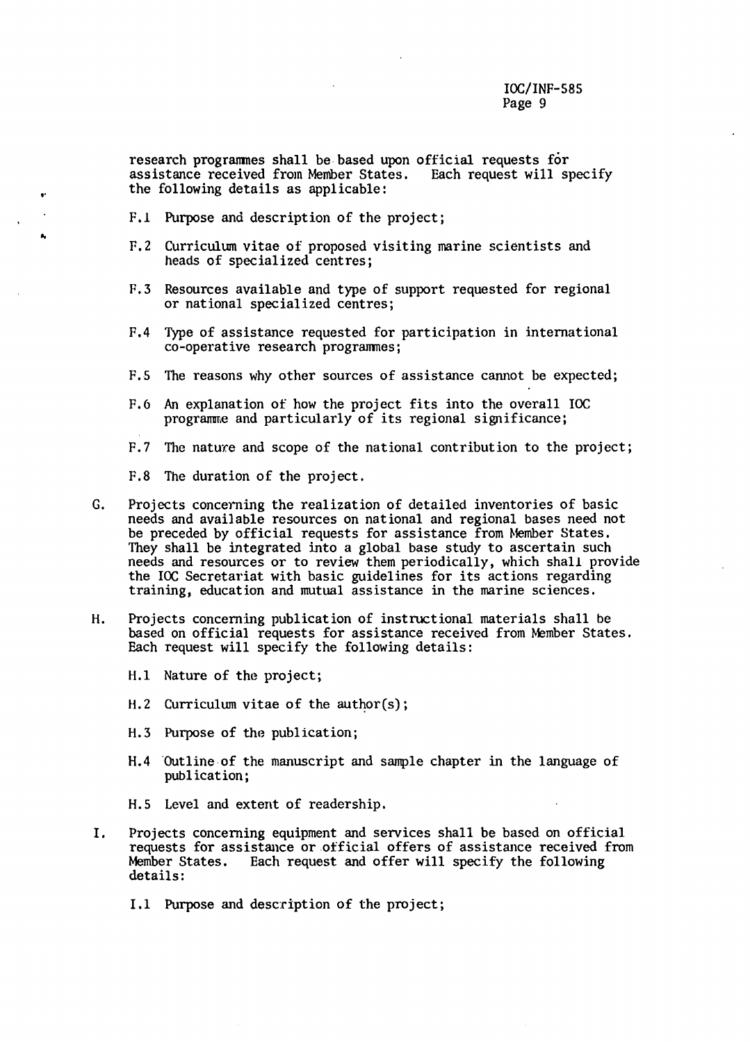research programmes shall be based upon official requests for assistance received from Member States. Each request will specify the following details as applicable:

F.1 Purpose and description of the project;

F.2 Curriculum vitae of proposed visiting marine scientists and heads of specialized centres;

F.3 Resources available and type of support requested for regional or national specialized centres;

F.4 Type of assistance requested for participation in international co-operative research programmes;

F.5 The reasons why other sources of assistance cannot be expected;

F.6 An explanation of how the project fits into the overall IOC programme and particularly of its regional significance;

F.7 The nature and scope of the national contribution to the project;

F.8 The duration of the project.

G. Projects concerning the realization of detailed inventories of basic needs and available resources on national and regional bases need not be preceded by official requests for assistance from Member States. They shall be integrated into a global base study to ascertain such needs and resources or to review them periodically, which shall provide the IOC Secretariat with basic guidelines for its actions regarding training, education and mutual assistance in the marine sciences.

H. Projects concerning publication of instructional materials shall be based on official requests for assistance received from Member States. Each request will specify the following details:

H.1 Nature of the project;

H.2 Curriculum vitae of the author(s);

H.3 Purpose of the publication;

H.4 Outline of the manuscript and sample chapter in the language of publication;

H.5 Level and extent of readership.

I. Projects concerning equipment and services shall be based on official requests for assistance or official offers of assistance received from Member States. Each request and offer will specify the following details:

I.1 Purpose and description of the project;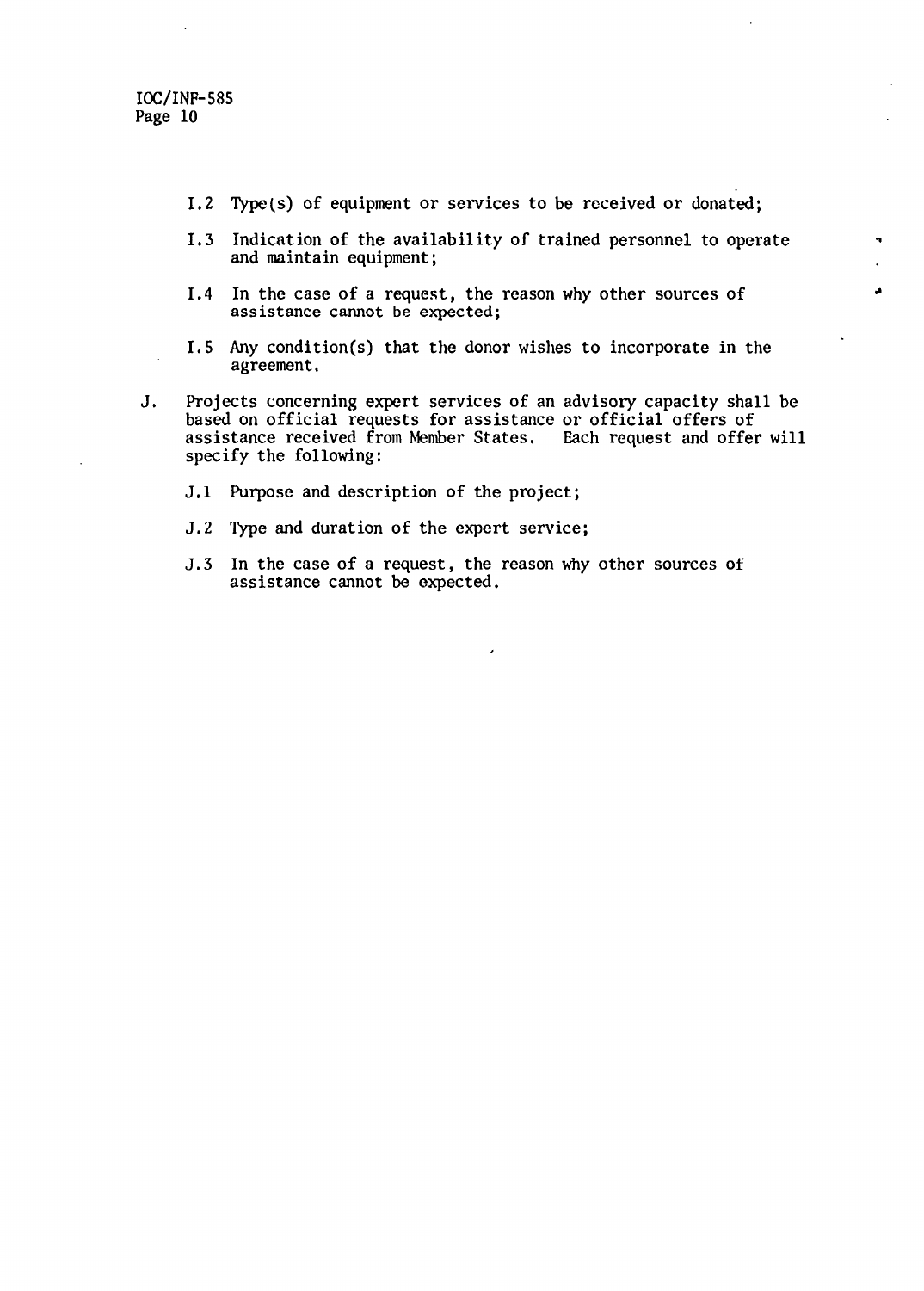I.2 Type(s) of equipment or services to be received or donated;

I.3 Indication of the availability of trained personnel to operate and maintain equipment;

I.4 In the case of a request, the reason why other sources of assistance cannot be expected;

I.5 Any condition(s) that the donor wishes to incorporate in the agreement.

J. Projects concerning expert services of an advisory capacity shall be based on official requests for assistance or official offers of assistance received from Member States. Each request and offer will specify the following:

J.1 Purpose and description of the project;

J.2 Type and duration of the expert service;

J.3 In the case of a request, the reason why other sources of assistance cannot be expected.